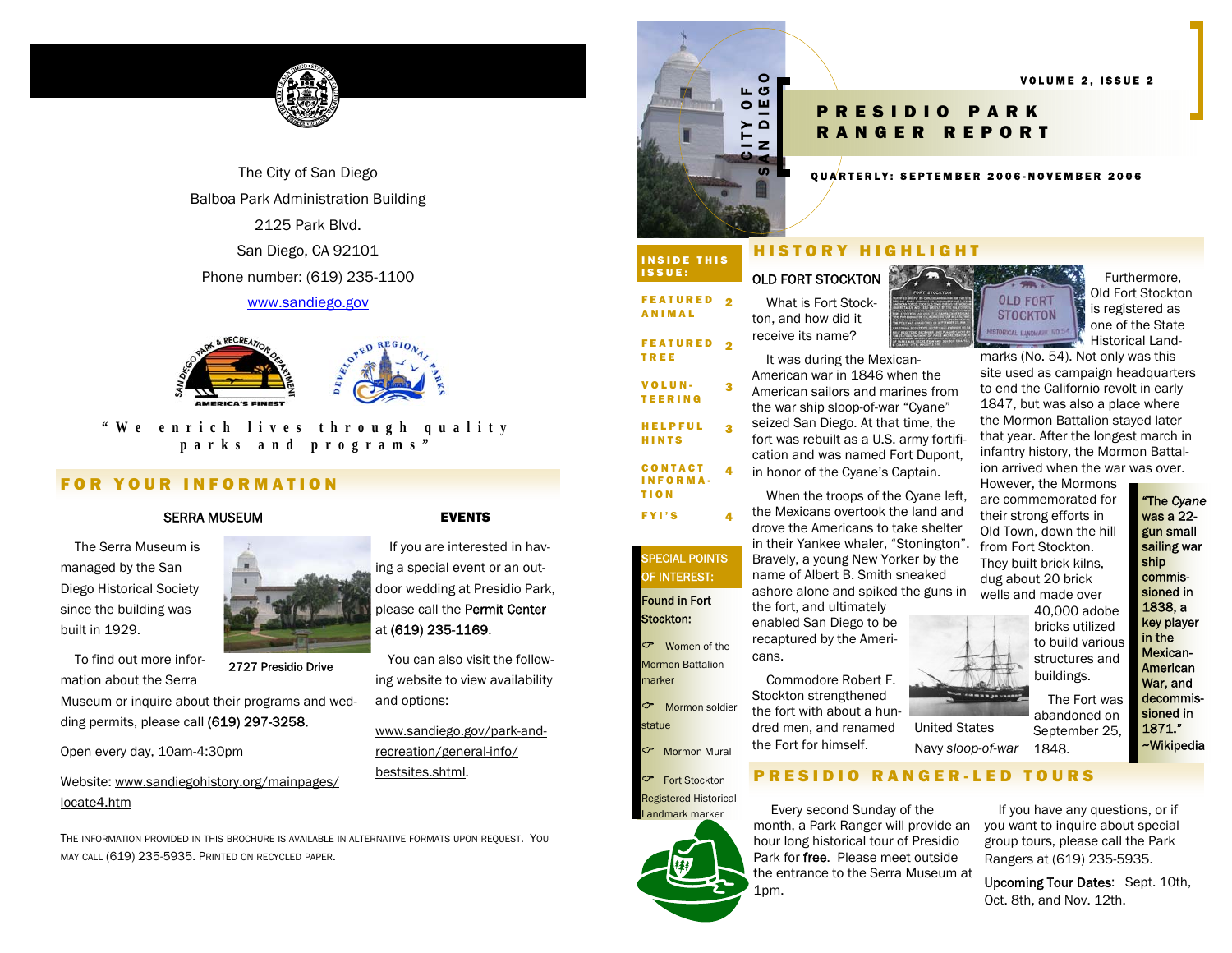The City of San Diego
Balboa Park Administration Building
2125 Park Blvd.
San Diego, CA 92101
Phone number: (619) 235-1100
www.sandiego.gov

"We enrich lives through quality parks and programs"

## FOR YOUR INFORMATION

### SERRA MUSEUM

The Serra Museum is managed by the San Diego Historical Society since the building was built in 1929.

2727 Presidio Drive

To find out more information about the Serra Museum or inquire about their programs and wedding permits, please call (619) 297-3258.

Open every day, 10am-4:30pm

Website: www.sandiegohistory.org/mainpages/locate4.htm

### EVENTS

If you are interested in having a special event or an outdoor wedding at Presidio Park, please call the Permit Center at (619) 235-1169.

You can also visit the following website to view availability and options:

www.sandiego.gov/park-and-recreation/general-info/bestsites.shtml.

THE INFORMATION PROVIDED IN THIS BROCHURE IS AVAILABLE IN ALTERNATIVE FORMATS UPON REQUEST. YOU MAY CALL (619) 235-5935. PRINTED ON RECYCLED PAPER.

CITY OF SAN DIEGO

# PRESIDIO PARK RANGER REPORT

QUARTERLY: SEPTEMBER 2006-NOVEMBER 2006

**INSIDE THIS ISSUE:**

| | |
|---|---|
| FEATURED ANIMAL | 2 |
| FEATURED TREE | 2 |
| VOLUNTEERING | 3 |
| HELPFUL HINTS | 3 |
| CONTACT INFORMATION | 4 |
| FYI'S | 4 |

**SPECIAL POINTS OF INTEREST:**

Found in Fort Stockton:

- Women of the Mormon Battalion marker
- Mormon soldier statue
- Mormon Mural
- Fort Stockton Registered Historical Landmark marker

## HISTORY HIGHLIGHT

### OLD FORT STOCKTON

What is Fort Stockton, and how did it receive its name?

It was during the Mexican-American war in 1846 when the American sailors and marines from the war ship sloop-of-war "Cyane" seized San Diego. At that time, the fort was rebuilt as a U.S. army fortification and was named Fort Dupont, in honor of the Cyane's Captain.

When the troops of the Cyane left, the Mexicans overtook the land and drove the Americans to take shelter in their Yankee whaler, "Stonington". Bravely, a young New Yorker by the name of Albert B. Smith sneaked ashore alone and spiked the guns in the fort, and ultimately enabled San Diego to be recaptured by the Americans.

Commodore Robert F. Stockton strengthened the fort with about a hundred men, and renamed the Fort for himself.

Furthermore, Old Fort Stockton is registered as one of the State Historical Landmarks (No. 54). Not only was this site used as campaign headquarters to end the Californio revolt in early 1847, but was also a place where the Mormon Battalion stayed later that year. After the longest march in infantry history, the Mormon Battalion arrived when the war was over. However, the Mormons are commemorated for their strong efforts in Old Town, down the hill from Fort Stockton. They built brick kilns, dug about 20 brick wells and made over 40,000 adobe bricks utilized to build various structures and buildings.

United States Navy *sloop-of-war*

The Fort was abandoned on September 25, 1848.

"The *Cyane* was a 22-gun small sailing war ship commissioned in 1838, a key player in the Mexican-American War, and decommissioned in 1871." ~Wikipedia

## PRESIDIO RANGER-LED TOURS

Every second Sunday of the month, a Park Ranger will provide an hour long historical tour of Presidio Park for **free**. Please meet outside the entrance to the Serra Museum at 1pm.

If you have any questions, or if you want to inquire about special group tours, please call the Park Rangers at (619) 235-5935.

Upcoming Tour Dates: Sept. 10th, Oct. 8th, and Nov. 12th.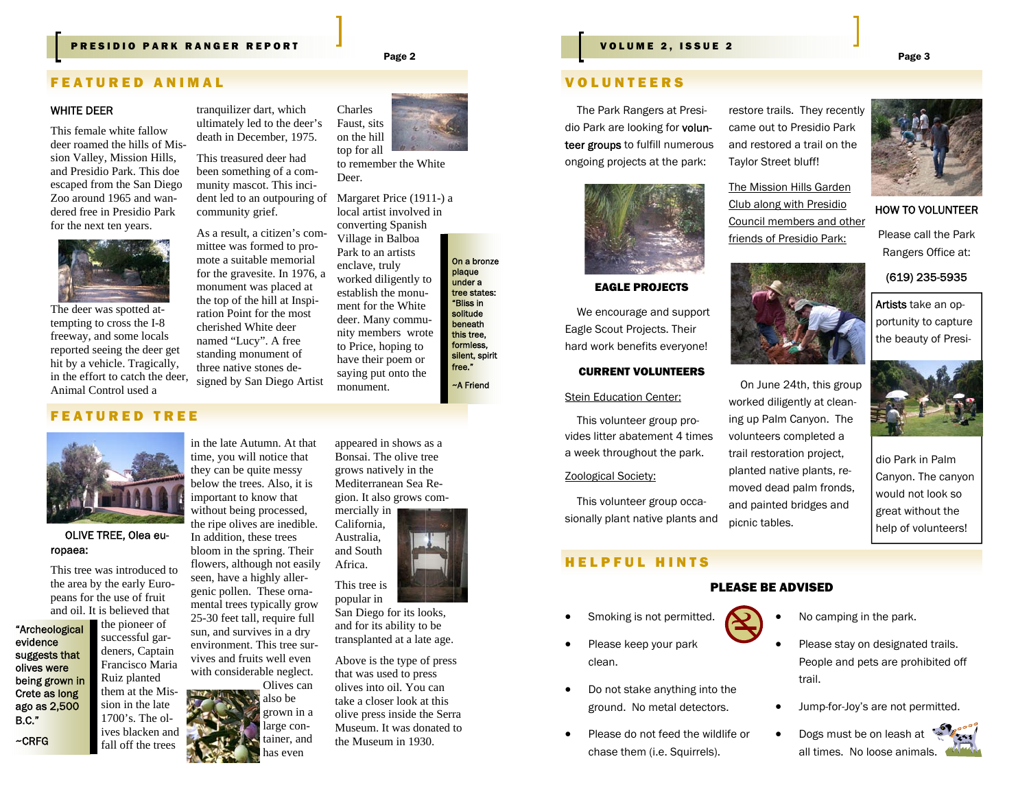## FEATURED ANIMAL

### WHITE DEER

This female white fallow deer roamed the hills of Mission Valley, Mission Hills, and Presidio Park. This doe escaped from the San Diego Zoo around 1965 and wandered free in Presidio Park for the next ten years.

The deer was spotted attempting to cross the I-8 freeway, and some locals reported seeing the deer get hit by a vehicle. Tragically, in the effort to catch the deer, Animal Control used a tranquilizer dart, which ultimately led to the deer's death in December, 1975.

This treasured deer had been something of a community mascot. This incident led to an outpouring of community grief.

As a result, a citizen's committee was formed to promote a suitable memorial for the gravesite. In 1976, a monument was placed at the top of the hill at Inspiration Point for the most cherished White deer named "Lucy". A free standing monument of three native stones designed by San Diego Artist Charles Faust, sits on the hill top for all to remember the White Deer.

Margaret Price (1911-) a local artist involved in converting Spanish Village in Balboa Park to an artists enclave, truly worked diligently to establish the monument for the White deer. Many community members wrote to Price, hoping to have their poem or saying put onto the monument.

> On a bronze plaque under a tree states: "Bliss in solitude beneath this tree, formless, silent, spirit free."
>
> ~A Friend

## FEATURED TREE

### OLIVE TREE, Olea europaea:

This tree was introduced to the area by the early Europeans for the use of fruit and oil. It is believed that the pioneer of successful gardeners, Captain Francisco Maria Ruiz planted them at the Mission in the late 1700's. The olives blacken and fall off the trees in the late Autumn. At that time, you will notice that they can be quite messy below the trees. Also, it is important to know that without being processed, the ripe olives are inedible. In addition, these trees bloom in the spring. Their flowers, although not easily seen, have a highly allergenic pollen. These ornamental trees typically grow 25-30 feet tall, require full sun, and survives in a dry environment. This tree survives and fruits well even with considerable neglect. Olives can also be grown in a large container, and has even appeared in shows as a Bonsai. The olive tree grows natively in the Mediterranean Sea Region. It also grows commercially in California, Australia, and South Africa.

> "Archeological evidence suggests that olives were being grown in Crete as long ago as 2,500 B.C."
>
> ~CRFG

This tree is popular in San Diego for its looks, and for its ability to be transplanted at a late age.

Above is the type of press that was used to press olives into oil. You can take a closer look at this olive press inside the Serra Museum. It was donated to the Museum in 1930.

## VOLUNTEERS

The Park Rangers at Presidio Park are looking for **volunteer groups** to fulfill numerous ongoing projects at the park:

### EAGLE PROJECTS

We encourage and support Eagle Scout Projects. Their hard work benefits everyone!

### CURRENT VOLUNTEERS

Stein Education Center:

This volunteer group provides litter abatement 4 times a week throughout the park.

Zoological Society:

This volunteer group occasionally plant native plants and restore trails. They recently came out to Presidio Park and restored a trail on the Taylor Street bluff!

The Mission Hills Garden Club along with Presidio Council members and other friends of Presidio Park:

On June 24th, this group worked diligently at cleaning up Palm Canyon. The volunteers completed a trail restoration project, planted native plants, removed dead palm fronds, and painted bridges and picnic tables.

### HOW TO VOLUNTEER

Please call the Park Rangers Office at:

**(619) 235-5935**

**Artists** take an opportunity to capture the beauty of Presidio Park in Palm Canyon. The canyon would not look so great without the help of volunteers!

## HELPFUL HINTS

### PLEASE BE ADVISED

- Smoking is not permitted.
- Please keep your park clean.
- Do not stake anything into the ground. No metal detectors.
- Please do not feed the wildlife or chase them (i.e. Squirrels).
- No camping in the park.
- Please stay on designated trails. People and pets are prohibited off trail.
- Jump-for-Joy's are not permitted.
- Dogs must be on leash at all times. No loose animals.